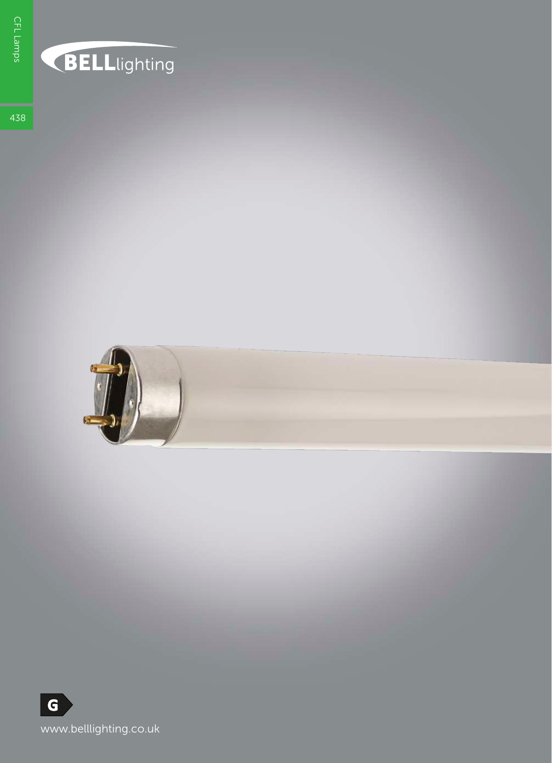BELLlighting

G

www.belllighting.co.uk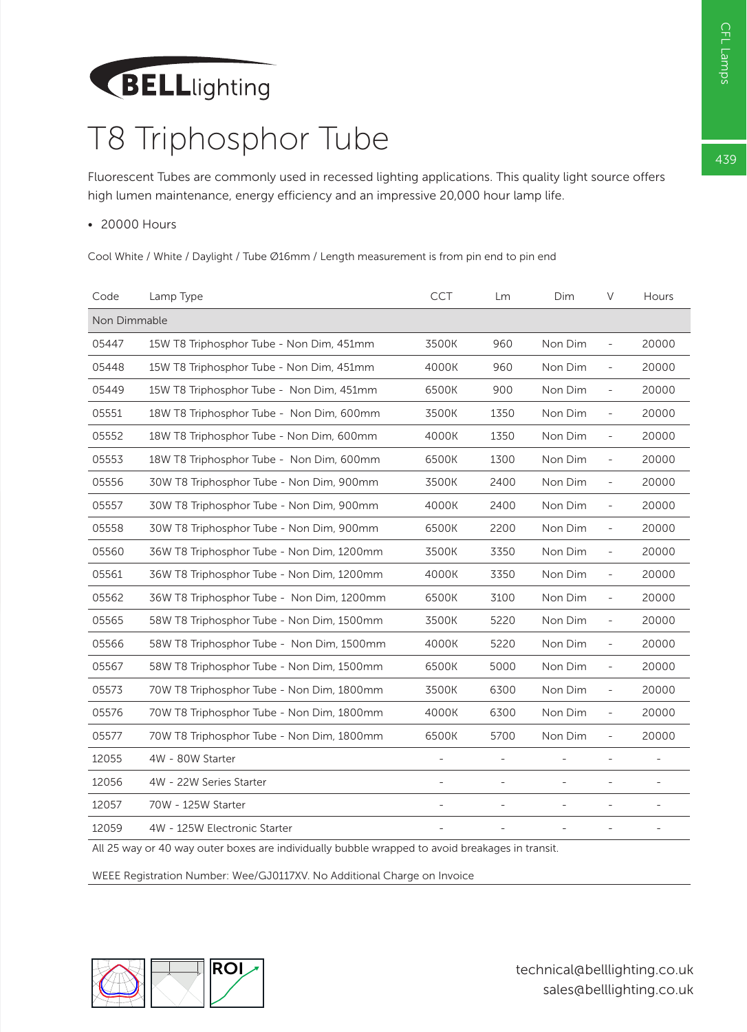BELLlighting

# T8 Triphosphor Tube

Fluorescent Tubes are commonly used in recessed lighting applications. This quality light source offers high lumen maintenance, energy efficiency and an impressive 20,000 hour lamp life.

- 20000 Hours

Cool White / White / Daylight / Tube Ø16mm / Length measurement is from pin end to pin end

| Code | Lamp Type | CCT | Lm | Dim | V | Hours |
|---|---|---|---|---|---|---|
| Non Dimmable | | | | | | |
| 05447 | 15W T8 Triphosphor Tube - Non Dim, 451mm | 3500K | 960 | Non Dim | - | 20000 |
| 05448 | 15W T8 Triphosphor Tube - Non Dim, 451mm | 4000K | 960 | Non Dim | - | 20000 |
| 05449 | 15W T8 Triphosphor Tube - Non Dim, 451mm | 6500K | 900 | Non Dim | - | 20000 |
| 05551 | 18W T8 Triphosphor Tube - Non Dim, 600mm | 3500K | 1350 | Non Dim | - | 20000 |
| 05552 | 18W T8 Triphosphor Tube - Non Dim, 600mm | 4000K | 1350 | Non Dim | - | 20000 |
| 05553 | 18W T8 Triphosphor Tube - Non Dim, 600mm | 6500K | 1300 | Non Dim | - | 20000 |
| 05556 | 30W T8 Triphosphor Tube - Non Dim, 900mm | 3500K | 2400 | Non Dim | - | 20000 |
| 05557 | 30W T8 Triphosphor Tube - Non Dim, 900mm | 4000K | 2400 | Non Dim | - | 20000 |
| 05558 | 30W T8 Triphosphor Tube - Non Dim, 900mm | 6500K | 2200 | Non Dim | - | 20000 |
| 05560 | 36W T8 Triphosphor Tube - Non Dim, 1200mm | 3500K | 3350 | Non Dim | - | 20000 |
| 05561 | 36W T8 Triphosphor Tube - Non Dim, 1200mm | 4000K | 3350 | Non Dim | - | 20000 |
| 05562 | 36W T8 Triphosphor Tube - Non Dim, 1200mm | 6500K | 3100 | Non Dim | - | 20000 |
| 05565 | 58W T8 Triphosphor Tube - Non Dim, 1500mm | 3500K | 5220 | Non Dim | - | 20000 |
| 05566 | 58W T8 Triphosphor Tube - Non Dim, 1500mm | 4000K | 5220 | Non Dim | - | 20000 |
| 05567 | 58W T8 Triphosphor Tube - Non Dim, 1500mm | 6500K | 5000 | Non Dim | - | 20000 |
| 05573 | 70W T8 Triphosphor Tube - Non Dim, 1800mm | 3500K | 6300 | Non Dim | - | 20000 |
| 05576 | 70W T8 Triphosphor Tube - Non Dim, 1800mm | 4000K | 6300 | Non Dim | - | 20000 |
| 05577 | 70W T8 Triphosphor Tube - Non Dim, 1800mm | 6500K | 5700 | Non Dim | - | 20000 |
| 12055 | 4W - 80W Starter | - | - | - | - | - |
| 12056 | 4W - 22W Series Starter | - | - | - | - | - |
| 12057 | 70W - 125W Starter | - | - | - | - | - |
| 12059 | 4W - 125W Electronic Starter | - | - | - | - | - |

All 25 way or 40 way outer boxes are individually bubble wrapped to avoid breakages in transit.

WEEE Registration Number: Wee/GJ0117XV. No Additional Charge on Invoice

technical@belllighting.co.uk
sales@belllighting.co.uk